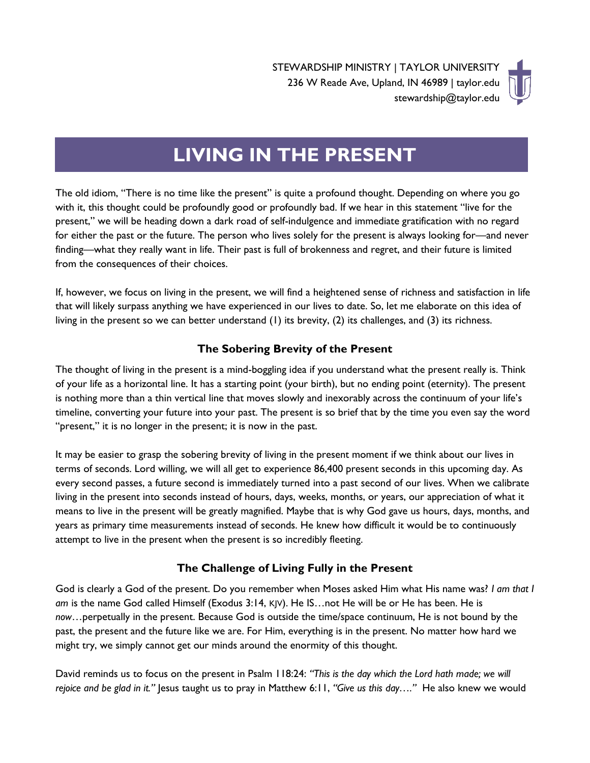STEWARDSHIP MINISTRY | TAYLOR UNIVERSITY
236 W Reade Ave, Upland, IN 46989 | taylor.edu
stewardship@taylor.edu

# LIVING IN THE PRESENT

The old idiom, "There is no time like the present" is quite a profound thought. Depending on where you go with it, this thought could be profoundly good or profoundly bad. If we hear in this statement "live for the present," we will be heading down a dark road of self-indulgence and immediate gratification with no regard for either the past or the future. The person who lives solely for the present is always looking for—and never finding—what they really want in life. Their past is full of brokenness and regret, and their future is limited from the consequences of their choices.

If, however, we focus on living in the present, we will find a heightened sense of richness and satisfaction in life that will likely surpass anything we have experienced in our lives to date. So, let me elaborate on this idea of living in the present so we can better understand (1) its brevity, (2) its challenges, and (3) its richness.

### The Sobering Brevity of the Present

The thought of living in the present is a mind-boggling idea if you understand what the present really is. Think of your life as a horizontal line. It has a starting point (your birth), but no ending point (eternity). The present is nothing more than a thin vertical line that moves slowly and inexorably across the continuum of your life's timeline, converting your future into your past. The present is so brief that by the time you even say the word "present," it is no longer in the present; it is now in the past.

It may be easier to grasp the sobering brevity of living in the present moment if we think about our lives in terms of seconds. Lord willing, we will all get to experience 86,400 present seconds in this upcoming day. As every second passes, a future second is immediately turned into a past second of our lives. When we calibrate living in the present into seconds instead of hours, days, weeks, months, or years, our appreciation of what it means to live in the present will be greatly magnified. Maybe that is why God gave us hours, days, months, and years as primary time measurements instead of seconds. He knew how difficult it would be to continuously attempt to live in the present when the present is so incredibly fleeting.

### The Challenge of Living Fully in the Present

God is clearly a God of the present. Do you remember when Moses asked Him what His name was? *I am that I am* is the name God called Himself (Exodus 3:14, KJV). He IS…not He will be or He has been. He is *now*…perpetually in the present. Because God is outside the time/space continuum, He is not bound by the past, the present and the future like we are. For Him, everything is in the present. No matter how hard we might try, we simply cannot get our minds around the enormity of this thought.

David reminds us to focus on the present in Psalm 118:24: *"This is the day which the Lord hath made; we will rejoice and be glad in it."* Jesus taught us to pray in Matthew 6:11, *"Give us this day…."* He also knew we would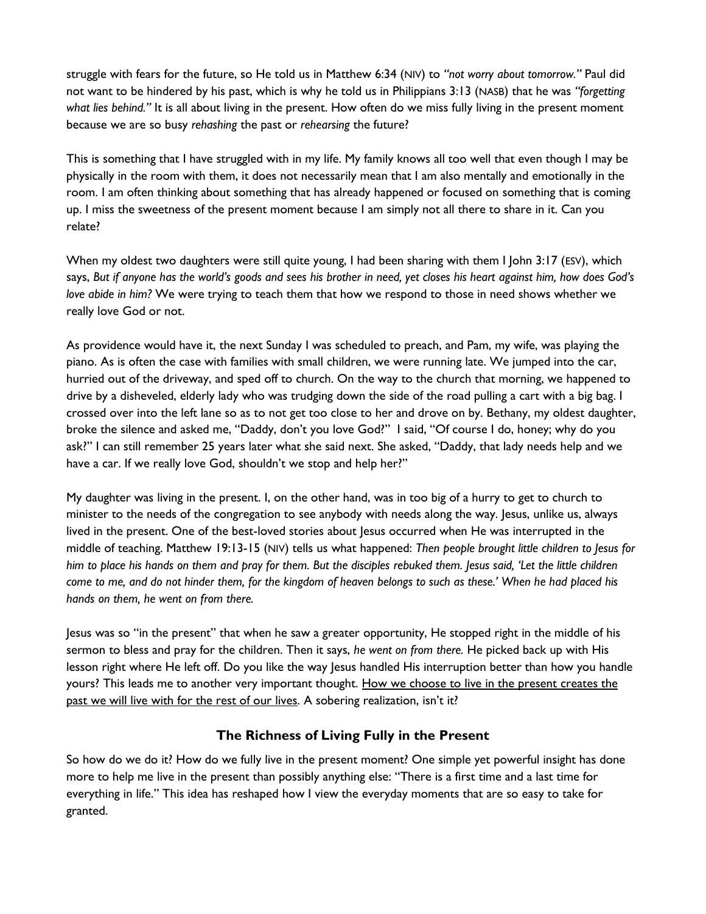struggle with fears for the future, so He told us in Matthew 6:34 (NIV) to *"not worry about tomorrow."* Paul did not want to be hindered by his past, which is why he told us in Philippians 3:13 (NASB) that he was *"forgetting what lies behind."* It is all about living in the present. How often do we miss fully living in the present moment because we are so busy *rehashing* the past or *rehearsing* the future?

This is something that I have struggled with in my life. My family knows all too well that even though I may be physically in the room with them, it does not necessarily mean that I am also mentally and emotionally in the room. I am often thinking about something that has already happened or focused on something that is coming up. I miss the sweetness of the present moment because I am simply not all there to share in it. Can you relate?

When my oldest two daughters were still quite young, I had been sharing with them I John 3:17 (ESV), which says, *But if anyone has the world's goods and sees his brother in need, yet closes his heart against him, how does God's love abide in him?* We were trying to teach them that how we respond to those in need shows whether we really love God or not.

As providence would have it, the next Sunday I was scheduled to preach, and Pam, my wife, was playing the piano. As is often the case with families with small children, we were running late. We jumped into the car, hurried out of the driveway, and sped off to church. On the way to the church that morning, we happened to drive by a disheveled, elderly lady who was trudging down the side of the road pulling a cart with a big bag. I crossed over into the left lane so as to not get too close to her and drove on by. Bethany, my oldest daughter, broke the silence and asked me, "Daddy, don't you love God?" I said, "Of course I do, honey; why do you ask?" I can still remember 25 years later what she said next. She asked, "Daddy, that lady needs help and we have a car. If we really love God, shouldn't we stop and help her?"

My daughter was living in the present. I, on the other hand, was in too big of a hurry to get to church to minister to the needs of the congregation to see anybody with needs along the way. Jesus, unlike us, always lived in the present. One of the best-loved stories about Jesus occurred when He was interrupted in the middle of teaching. Matthew 19:13-15 (NIV) tells us what happened: *Then people brought little children to Jesus for him to place his hands on them and pray for them. But the disciples rebuked them. Jesus said, 'Let the little children come to me, and do not hinder them, for the kingdom of heaven belongs to such as these.' When he had placed his hands on them, he went on from there.*

Jesus was so "in the present" that when he saw a greater opportunity, He stopped right in the middle of his sermon to bless and pray for the children. Then it says, *he went on from there.* He picked back up with His lesson right where He left off. Do you like the way Jesus handled His interruption better than how you handle yours? This leads me to another very important thought. <u>How we choose to live in the present creates the past we will live with for the rest of our lives</u>. A sobering realization, isn't it?

## The Richness of Living Fully in the Present

So how do we do it? How do we fully live in the present moment? One simple yet powerful insight has done more to help me live in the present than possibly anything else: "There is a first time and a last time for everything in life." This idea has reshaped how I view the everyday moments that are so easy to take for granted.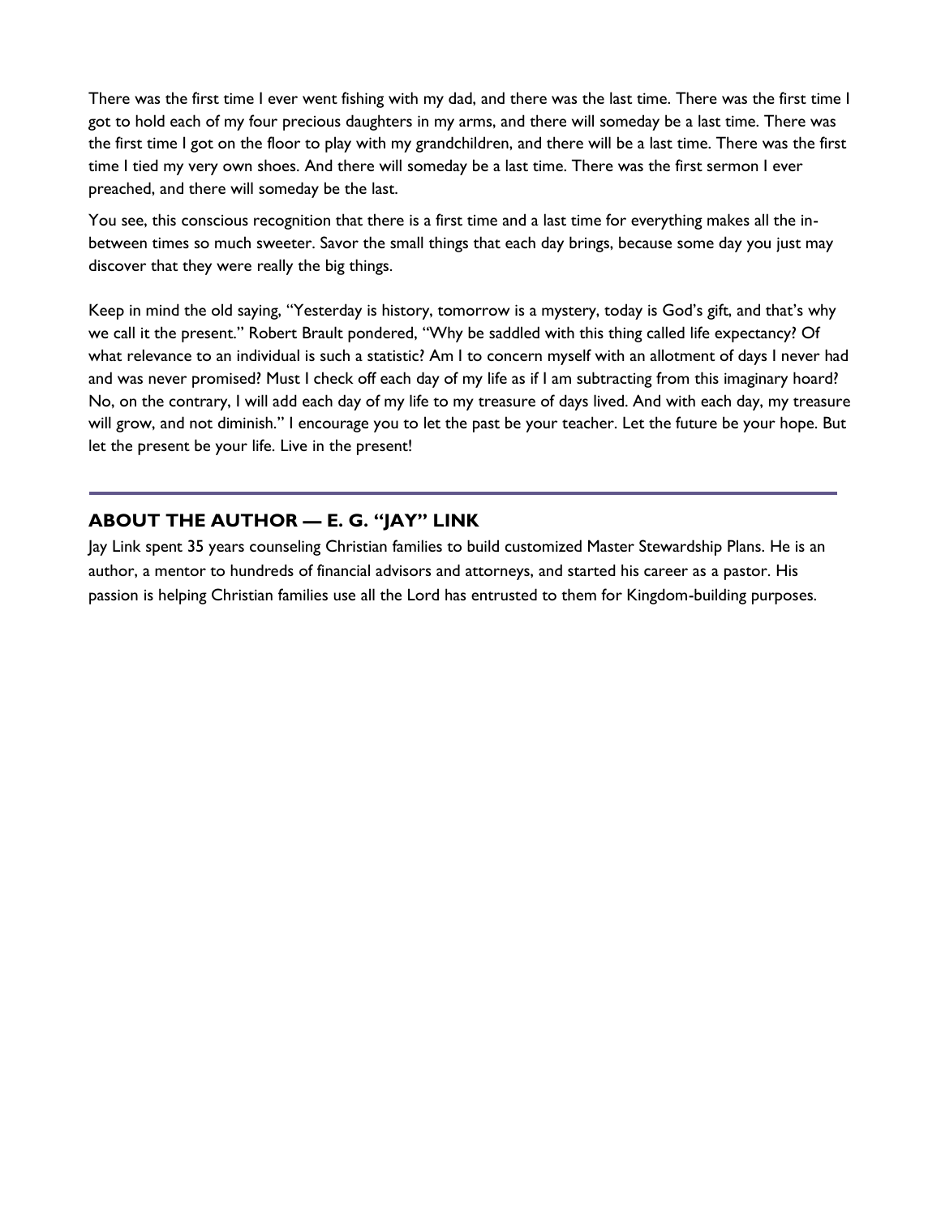There was the first time I ever went fishing with my dad, and there was the last time. There was the first time I got to hold each of my four precious daughters in my arms, and there will someday be a last time. There was the first time I got on the floor to play with my grandchildren, and there will be a last time. There was the first time I tied my very own shoes. And there will someday be a last time. There was the first sermon I ever preached, and there will someday be the last.

You see, this conscious recognition that there is a first time and a last time for everything makes all the in-between times so much sweeter. Savor the small things that each day brings, because some day you just may discover that they were really the big things.

Keep in mind the old saying, "Yesterday is history, tomorrow is a mystery, today is God's gift, and that's why we call it the present." Robert Brault pondered, "Why be saddled with this thing called life expectancy? Of what relevance to an individual is such a statistic? Am I to concern myself with an allotment of days I never had and was never promised? Must I check off each day of my life as if I am subtracting from this imaginary hoard? No, on the contrary, I will add each day of my life to my treasure of days lived. And with each day, my treasure will grow, and not diminish." I encourage you to let the past be your teacher. Let the future be your hope. But let the present be your life. Live in the present!

---

## ABOUT THE AUTHOR — E. G. "JAY" LINK

Jay Link spent 35 years counseling Christian families to build customized Master Stewardship Plans. He is an author, a mentor to hundreds of financial advisors and attorneys, and started his career as a pastor. His passion is helping Christian families use all the Lord has entrusted to them for Kingdom-building purposes.